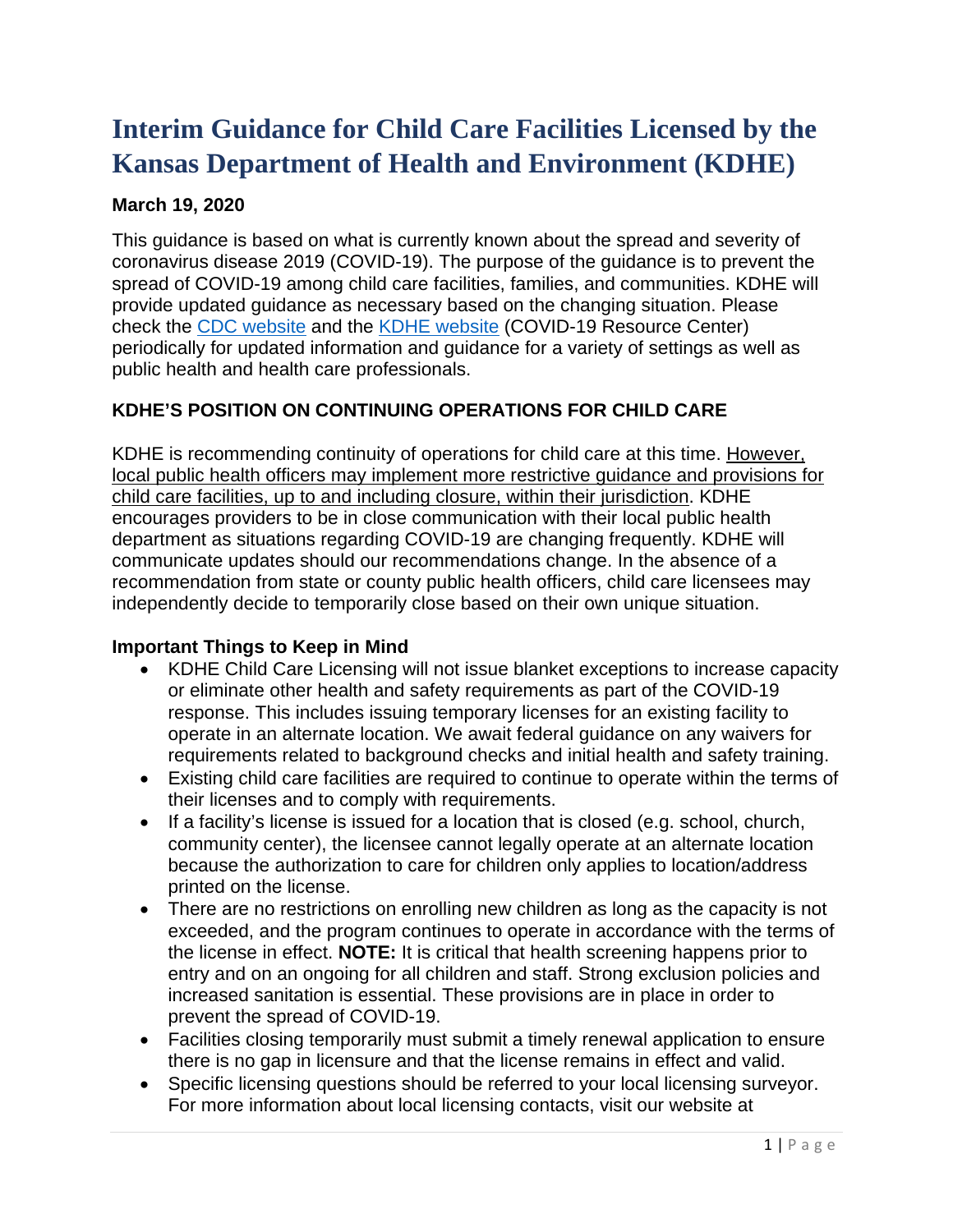# Interim Guidance for Child Care Facilities Licensed by the Kansas Department of Health and Environment (KDHE)

**March 19, 2020**

This guidance is based on what is currently known about the spread and severity of coronavirus disease 2019 (COVID-19). The purpose of the guidance is to prevent the spread of COVID-19 among child care facilities, families, and communities. KDHE will provide updated guidance as necessary based on the changing situation. Please check the CDC website and the KDHE website (COVID-19 Resource Center) periodically for updated information and guidance for a variety of settings as well as public health and health care professionals.

**KDHE'S POSITION ON CONTINUING OPERATIONS FOR CHILD CARE**

KDHE is recommending continuity of operations for child care at this time. However, local public health officers may implement more restrictive guidance and provisions for child care facilities, up to and including closure, within their jurisdiction. KDHE encourages providers to be in close communication with their local public health department as situations regarding COVID-19 are changing frequently. KDHE will communicate updates should our recommendations change. In the absence of a recommendation from state or county public health officers, child care licensees may independently decide to temporarily close based on their own unique situation.

**Important Things to Keep in Mind**

- KDHE Child Care Licensing will not issue blanket exceptions to increase capacity or eliminate other health and safety requirements as part of the COVID-19 response. This includes issuing temporary licenses for an existing facility to operate in an alternate location. We await federal guidance on any waivers for requirements related to background checks and initial health and safety training.
- Existing child care facilities are required to continue to operate within the terms of their licenses and to comply with requirements.
- If a facility's license is issued for a location that is closed (e.g. school, church, community center), the licensee cannot legally operate at an alternate location because the authorization to care for children only applies to location/address printed on the license.
- There are no restrictions on enrolling new children as long as the capacity is not exceeded, and the program continues to operate in accordance with the terms of the license in effect. **NOTE:** It is critical that health screening happens prior to entry and on an ongoing for all children and staff. Strong exclusion policies and increased sanitation is essential. These provisions are in place in order to prevent the spread of COVID-19.
- Facilities closing temporarily must submit a timely renewal application to ensure there is no gap in licensure and that the license remains in effect and valid.
- Specific licensing questions should be referred to your local licensing surveyor. For more information about local licensing contacts, visit our website at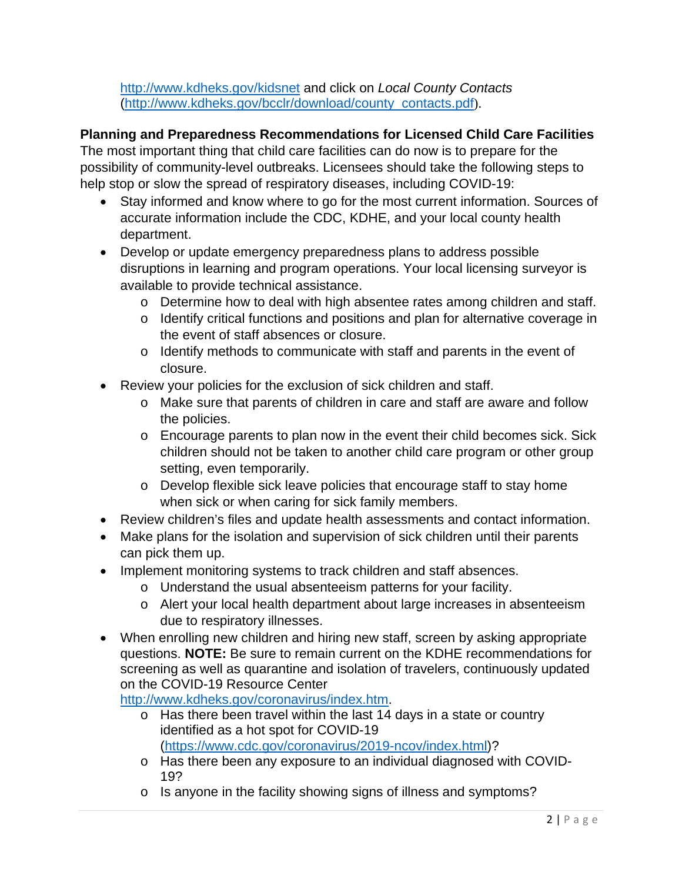http://www.kdheks.gov/kidsnet and click on *Local County Contacts* (http://www.kdheks.gov/bcclr/download/county_contacts.pdf).

**Planning and Preparedness Recommendations for Licensed Child Care Facilities**

The most important thing that child care facilities can do now is to prepare for the possibility of community-level outbreaks. Licensees should take the following steps to help stop or slow the spread of respiratory diseases, including COVID-19:

- Stay informed and know where to go for the most current information. Sources of accurate information include the CDC, KDHE, and your local county health department.
- Develop or update emergency preparedness plans to address possible disruptions in learning and program operations. Your local licensing surveyor is available to provide technical assistance.
  - Determine how to deal with high absentee rates among children and staff.
  - Identify critical functions and positions and plan for alternative coverage in the event of staff absences or closure.
  - Identify methods to communicate with staff and parents in the event of closure.
- Review your policies for the exclusion of sick children and staff.
  - Make sure that parents of children in care and staff are aware and follow the policies.
  - Encourage parents to plan now in the event their child becomes sick. Sick children should not be taken to another child care program or other group setting, even temporarily.
  - Develop flexible sick leave policies that encourage staff to stay home when sick or when caring for sick family members.
- Review children's files and update health assessments and contact information.
- Make plans for the isolation and supervision of sick children until their parents can pick them up.
- Implement monitoring systems to track children and staff absences.
  - Understand the usual absenteeism patterns for your facility.
  - Alert your local health department about large increases in absenteeism due to respiratory illnesses.
- When enrolling new children and hiring new staff, screen by asking appropriate questions. **NOTE:** Be sure to remain current on the KDHE recommendations for screening as well as quarantine and isolation of travelers, continuously updated on the COVID-19 Resource Center http://www.kdheks.gov/coronavirus/index.htm.
  - Has there been travel within the last 14 days in a state or country identified as a hot spot for COVID-19 (https://www.cdc.gov/coronavirus/2019-ncov/index.html)?
  - Has there been any exposure to an individual diagnosed with COVID-19?
  - Is anyone in the facility showing signs of illness and symptoms?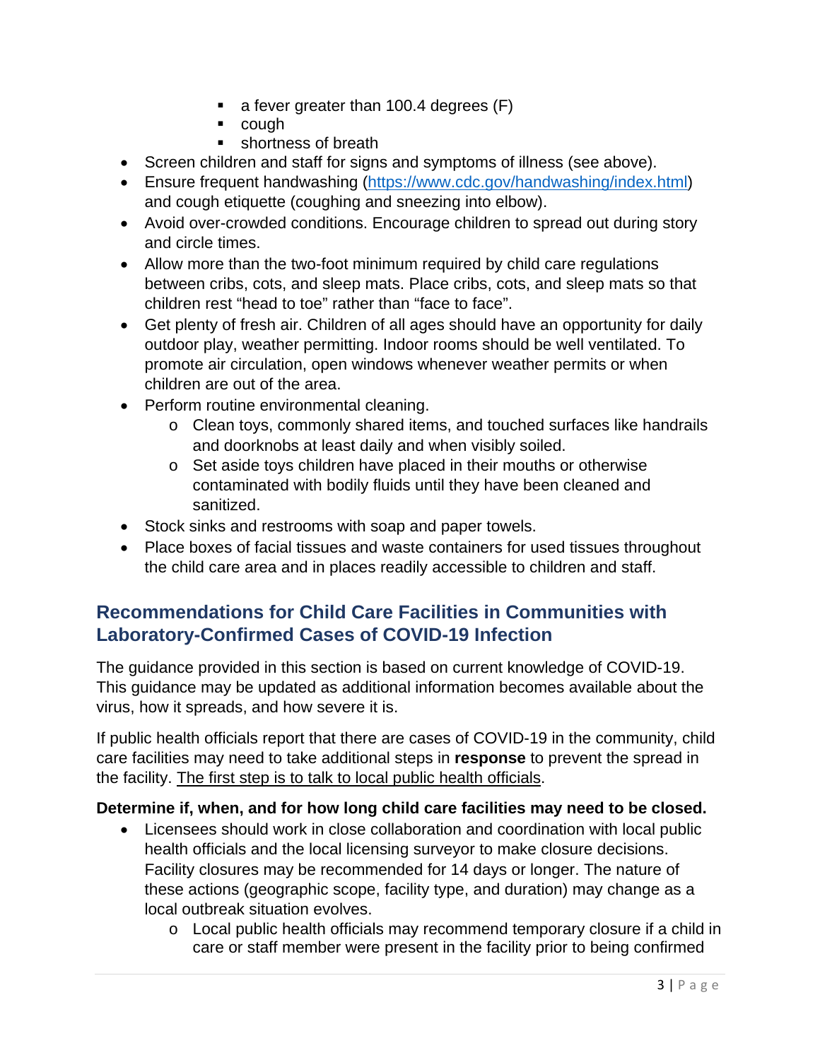- a fever greater than 100.4 degrees (F)
        - cough
        - shortness of breath
- Screen children and staff for signs and symptoms of illness (see above).
- Ensure frequent handwashing (https://www.cdc.gov/handwashing/index.html) and cough etiquette (coughing and sneezing into elbow).
- Avoid over-crowded conditions. Encourage children to spread out during story and circle times.
- Allow more than the two-foot minimum required by child care regulations between cribs, cots, and sleep mats. Place cribs, cots, and sleep mats so that children rest "head to toe" rather than "face to face".
- Get plenty of fresh air. Children of all ages should have an opportunity for daily outdoor play, weather permitting. Indoor rooms should be well ventilated. To promote air circulation, open windows whenever weather permits or when children are out of the area.
- Perform routine environmental cleaning.
    - Clean toys, commonly shared items, and touched surfaces like handrails and doorknobs at least daily and when visibly soiled.
    - Set aside toys children have placed in their mouths or otherwise contaminated with bodily fluids until they have been cleaned and sanitized.
- Stock sinks and restrooms with soap and paper towels.
- Place boxes of facial tissues and waste containers for used tissues throughout the child care area and in places readily accessible to children and staff.

## Recommendations for Child Care Facilities in Communities with Laboratory-Confirmed Cases of COVID-19 Infection

The guidance provided in this section is based on current knowledge of COVID-19. This guidance may be updated as additional information becomes available about the virus, how it spreads, and how severe it is.

If public health officials report that there are cases of COVID-19 in the community, child care facilities may need to take additional steps in **response** to prevent the spread in the facility. <u>The first step is to talk to local public health officials</u>.

**Determine if, when, and for how long child care facilities may need to be closed.**

- Licensees should work in close collaboration and coordination with local public health officials and the local licensing surveyor to make closure decisions. Facility closures may be recommended for 14 days or longer. The nature of these actions (geographic scope, facility type, and duration) may change as a local outbreak situation evolves.
    - Local public health officials may recommend temporary closure if a child in care or staff member were present in the facility prior to being confirmed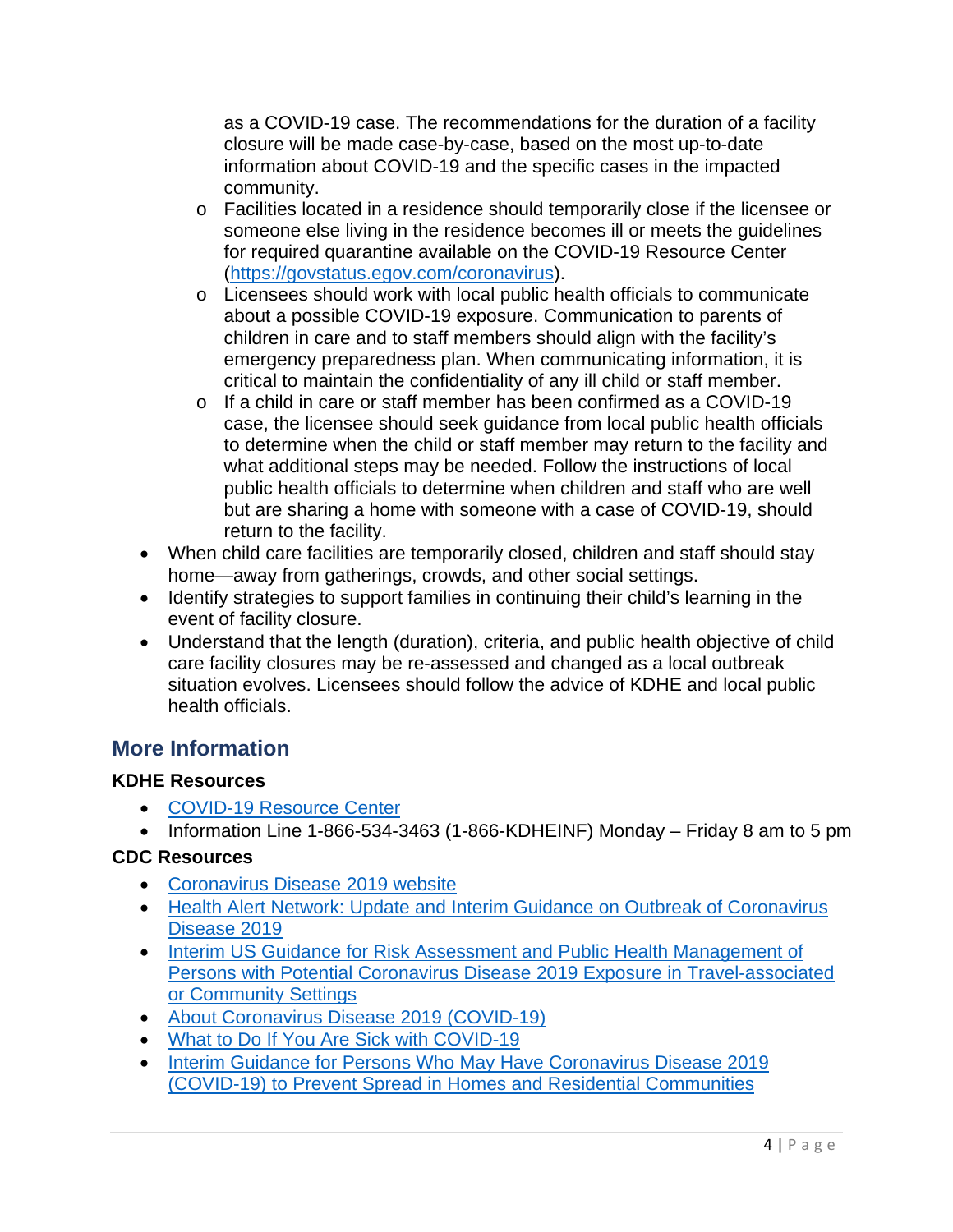as a COVID-19 case. The recommendations for the duration of a facility closure will be made case-by-case, based on the most up-to-date information about COVID-19 and the specific cases in the impacted community.
  - Facilities located in a residence should temporarily close if the licensee or someone else living in the residence becomes ill or meets the guidelines for required quarantine available on the COVID-19 Resource Center ([https://govstatus.egov.com/coronavirus](https://govstatus.egov.com/coronavirus)).
  - Licensees should work with local public health officials to communicate about a possible COVID-19 exposure. Communication to parents of children in care and to staff members should align with the facility's emergency preparedness plan. When communicating information, it is critical to maintain the confidentiality of any ill child or staff member.
  - If a child in care or staff member has been confirmed as a COVID-19 case, the licensee should seek guidance from local public health officials to determine when the child or staff member may return to the facility and what additional steps may be needed. Follow the instructions of local public health officials to determine when children and staff who are well but are sharing a home with someone with a case of COVID-19, should return to the facility.
- When child care facilities are temporarily closed, children and staff should stay home—away from gatherings, crowds, and other social settings.
- Identify strategies to support families in continuing their child's learning in the event of facility closure.
- Understand that the length (duration), criteria, and public health objective of child care facility closures may be re-assessed and changed as a local outbreak situation evolves. Licensees should follow the advice of KDHE and local public health officials.

## More Information

**KDHE Resources**

- COVID-19 Resource Center
- Information Line 1-866-534-3463 (1-866-KDHEINF) Monday – Friday 8 am to 5 pm

**CDC Resources**

- Coronavirus Disease 2019 website
- Health Alert Network: Update and Interim Guidance on Outbreak of Coronavirus Disease 2019
- Interim US Guidance for Risk Assessment and Public Health Management of Persons with Potential Coronavirus Disease 2019 Exposure in Travel-associated or Community Settings
- About Coronavirus Disease 2019 (COVID-19)
- What to Do If You Are Sick with COVID-19
- Interim Guidance for Persons Who May Have Coronavirus Disease 2019 (COVID-19) to Prevent Spread in Homes and Residential Communities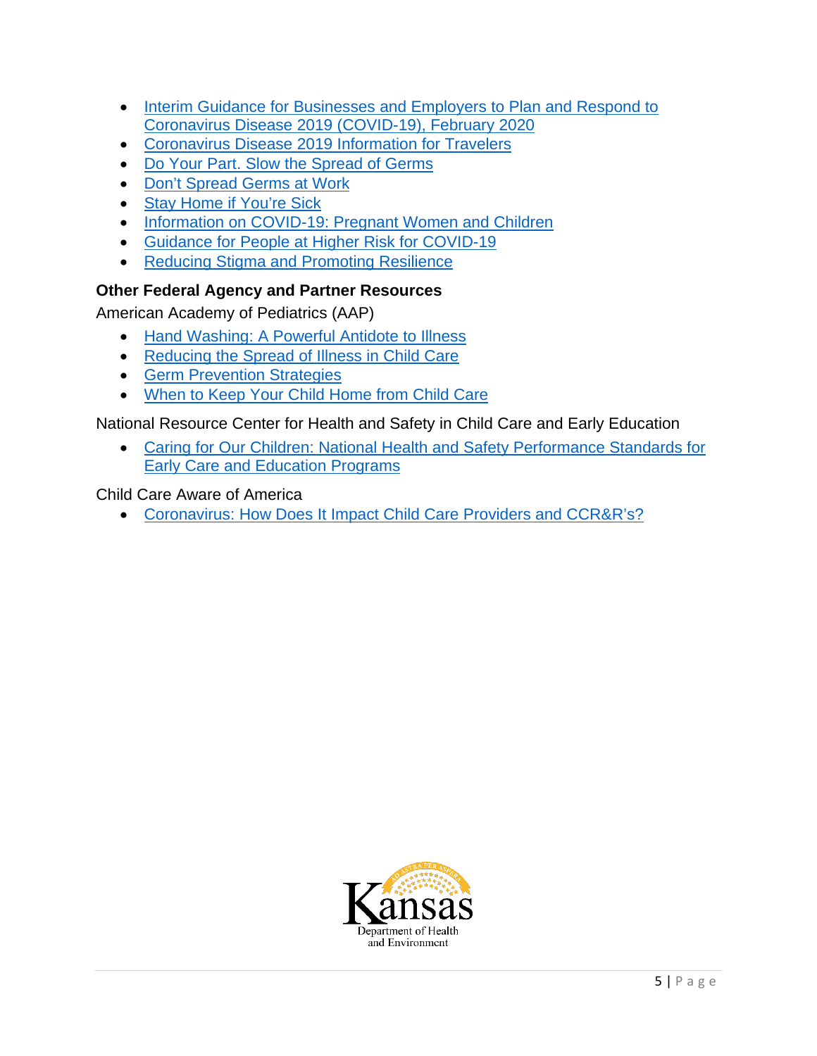- Interim Guidance for Businesses and Employers to Plan and Respond to Coronavirus Disease 2019 (COVID-19), February 2020
- Coronavirus Disease 2019 Information for Travelers
- Do Your Part. Slow the Spread of Germs
- Don't Spread Germs at Work
- Stay Home if You're Sick
- Information on COVID-19: Pregnant Women and Children
- Guidance for People at Higher Risk for COVID-19
- Reducing Stigma and Promoting Resilience

**Other Federal Agency and Partner Resources**

American Academy of Pediatrics (AAP)

- Hand Washing: A Powerful Antidote to Illness
- Reducing the Spread of Illness in Child Care
- Germ Prevention Strategies
- When to Keep Your Child Home from Child Care

National Resource Center for Health and Safety in Child Care and Early Education

- Caring for Our Children: National Health and Safety Performance Standards for Early Care and Education Programs

Child Care Aware of America

- Coronavirus: How Does It Impact Child Care Providers and CCR&R's?

Kansas Department of Health and Environment